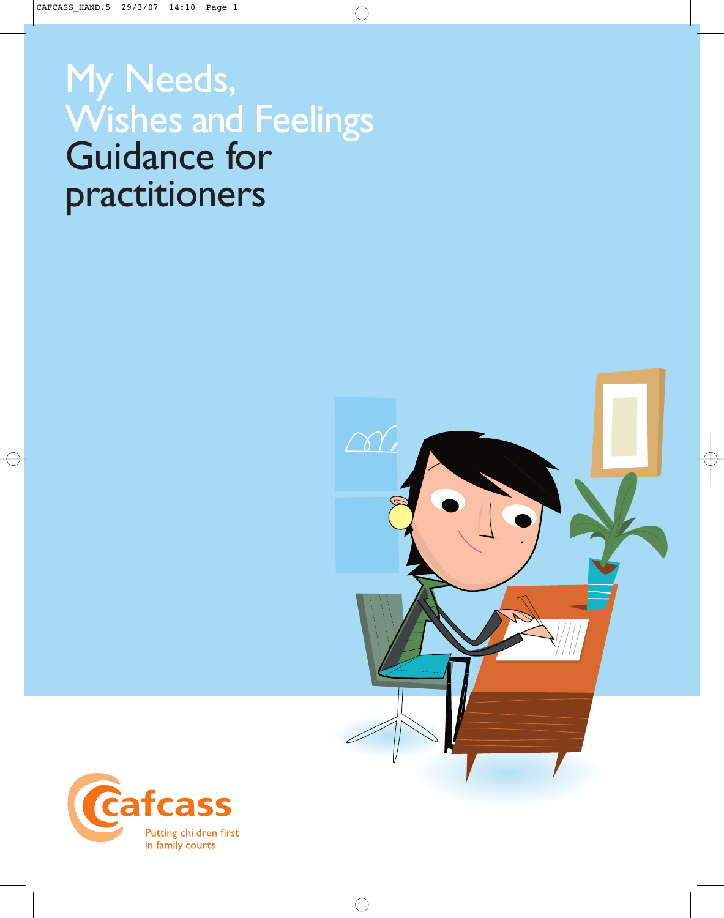# My Needs, Wishes and Feelings
# Guidance for practitioners

cafcass

Putting children first in family courts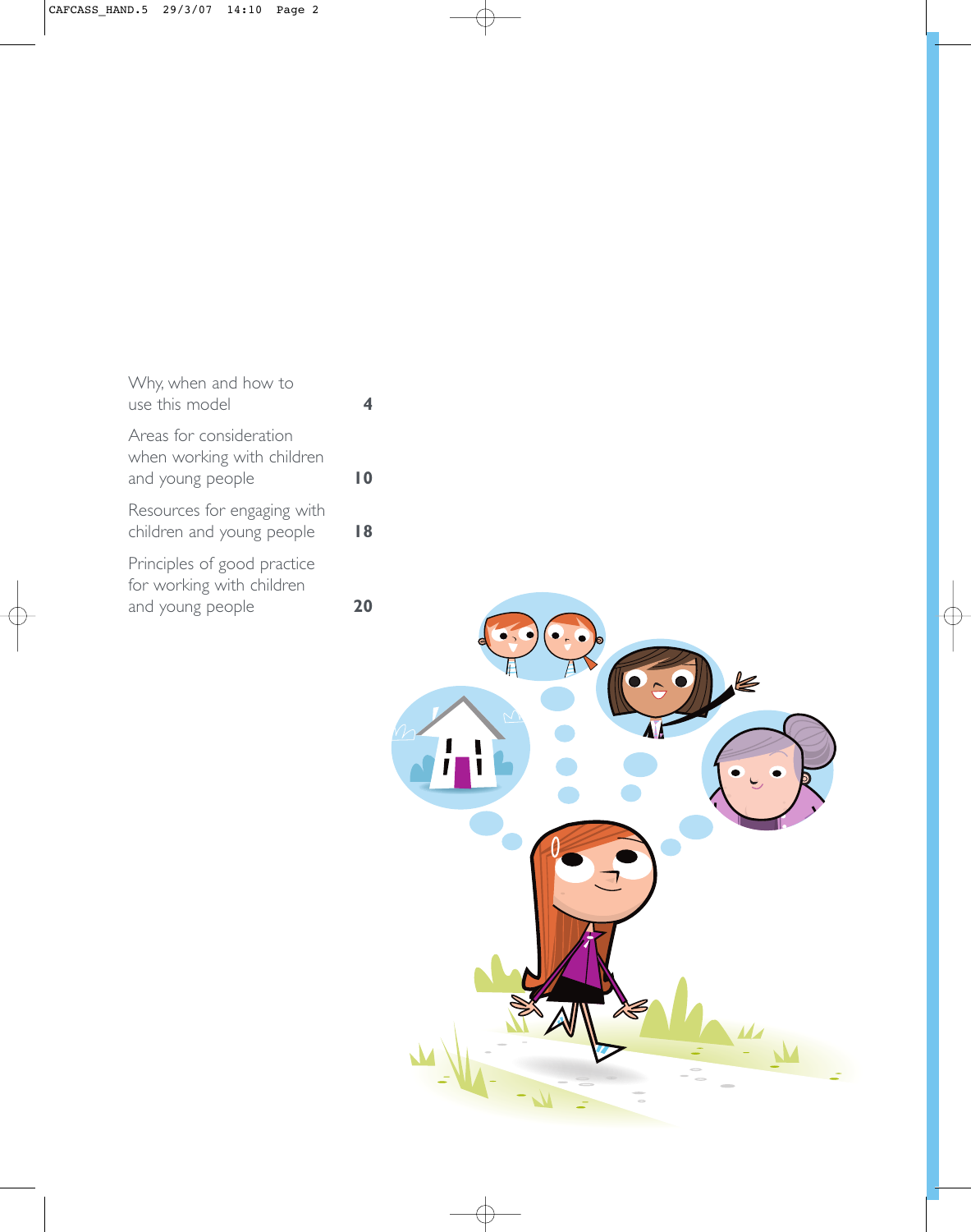| | |
|---|---|
| Why, when and how to use this model | 4 |
| Areas for consideration when working with children and young people | 10 |
| Resources for engaging with children and young people | 18 |
| Principles of good practice for working with children and young people | 20 |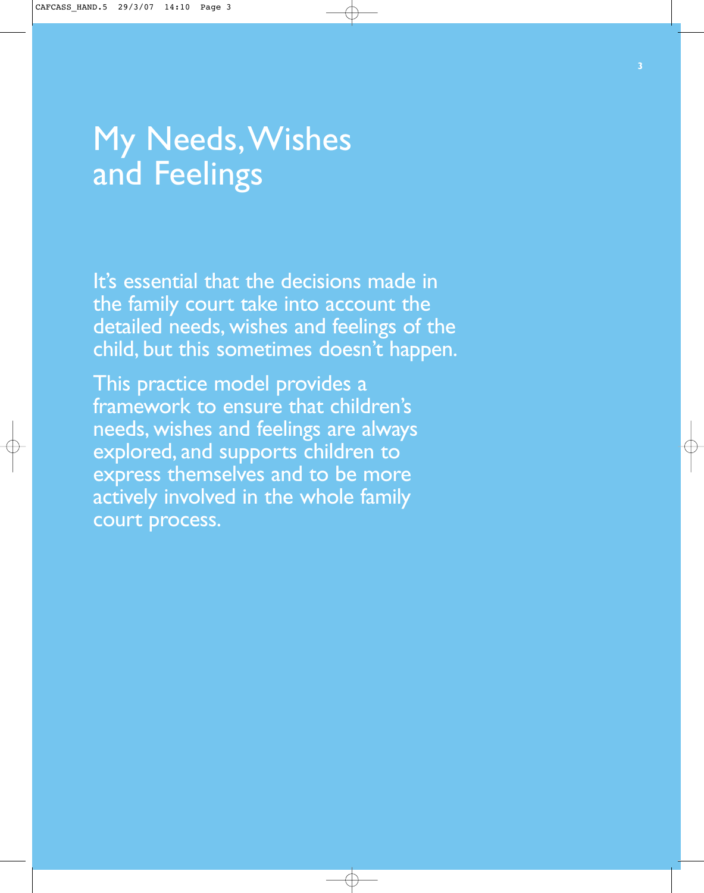# My Needs, Wishes and Feelings

It's essential that the decisions made in the family court take into account the detailed needs, wishes and feelings of the child, but this sometimes doesn't happen.

This practice model provides a framework to ensure that children's needs, wishes and feelings are always explored, and supports children to express themselves and to be more actively involved in the whole family court process.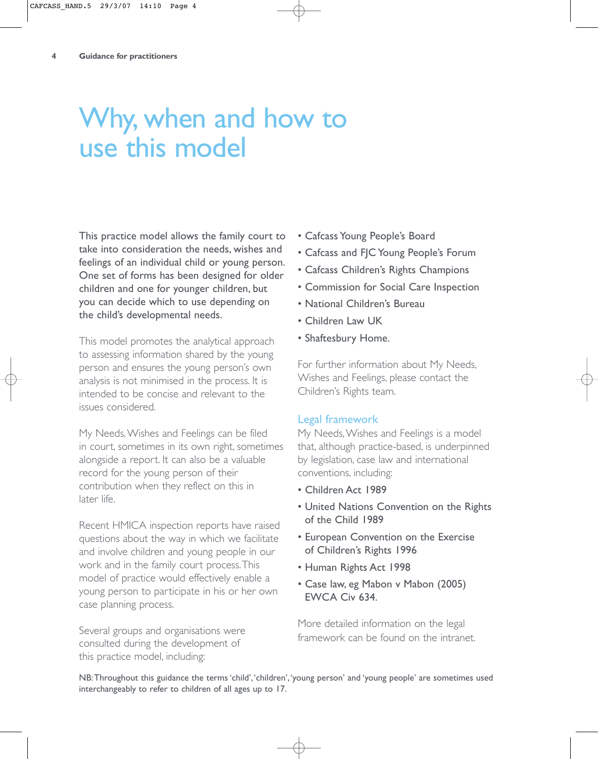# Why, when and how to use this model

This practice model allows the family court to take into consideration the needs, wishes and feelings of an individual child or young person. One set of forms has been designed for older children and one for younger children, but you can decide which to use depending on the child's developmental needs.

This model promotes the analytical approach to assessing information shared by the young person and ensures the young person's own analysis is not minimised in the process. It is intended to be concise and relevant to the issues considered.

My Needs, Wishes and Feelings can be filed in court, sometimes in its own right, sometimes alongside a report. It can also be a valuable record for the young person of their contribution when they reflect on this in later life.

Recent HMICA inspection reports have raised questions about the way in which we facilitate and involve children and young people in our work and in the family court process. This model of practice would effectively enable a young person to participate in his or her own case planning process.

Several groups and organisations were consulted during the development of this practice model, including:

- Cafcass Young People's Board
- Cafcass and FJC Young People's Forum
- Cafcass Children's Rights Champions
- Commission for Social Care Inspection
- National Children's Bureau
- Children Law UK
- Shaftesbury Home.

For further information about My Needs, Wishes and Feelings, please contact the Children's Rights team.

## Legal framework

My Needs, Wishes and Feelings is a model that, although practice-based, is underpinned by legislation, case law and international conventions, including:

- Children Act 1989
- United Nations Convention on the Rights of the Child 1989
- European Convention on the Exercise of Children's Rights 1996
- Human Rights Act 1998
- Case law, eg Mabon v Mabon (2005) EWCA Civ 634.

More detailed information on the legal framework can be found on the intranet.

NB: Throughout this guidance the terms 'child', 'children', 'young person' and 'young people' are sometimes used interchangeably to refer to children of all ages up to 17.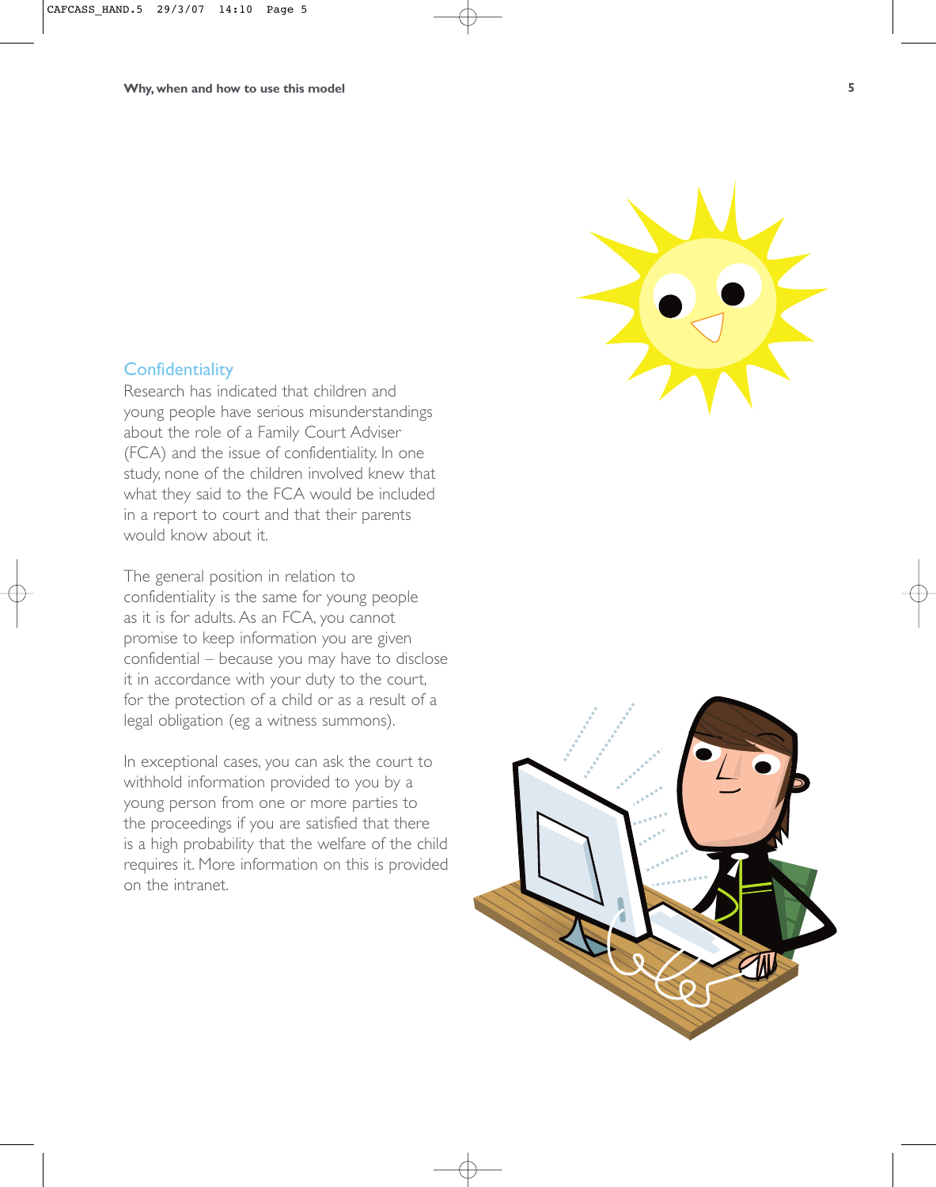## Confidentiality

Research has indicated that children and young people have serious misunderstandings about the role of a Family Court Adviser (FCA) and the issue of confidentiality. In one study, none of the children involved knew that what they said to the FCA would be included in a report to court and that their parents would know about it.

The general position in relation to confidentiality is the same for young people as it is for adults. As an FCA, you cannot promise to keep information you are given confidential – because you may have to disclose it in accordance with your duty to the court, for the protection of a child or as a result of a legal obligation (eg a witness summons).

In exceptional cases, you can ask the court to withhold information provided to you by a young person from one or more parties to the proceedings if you are satisfied that there is a high probability that the welfare of the child requires it. More information on this is provided on the intranet.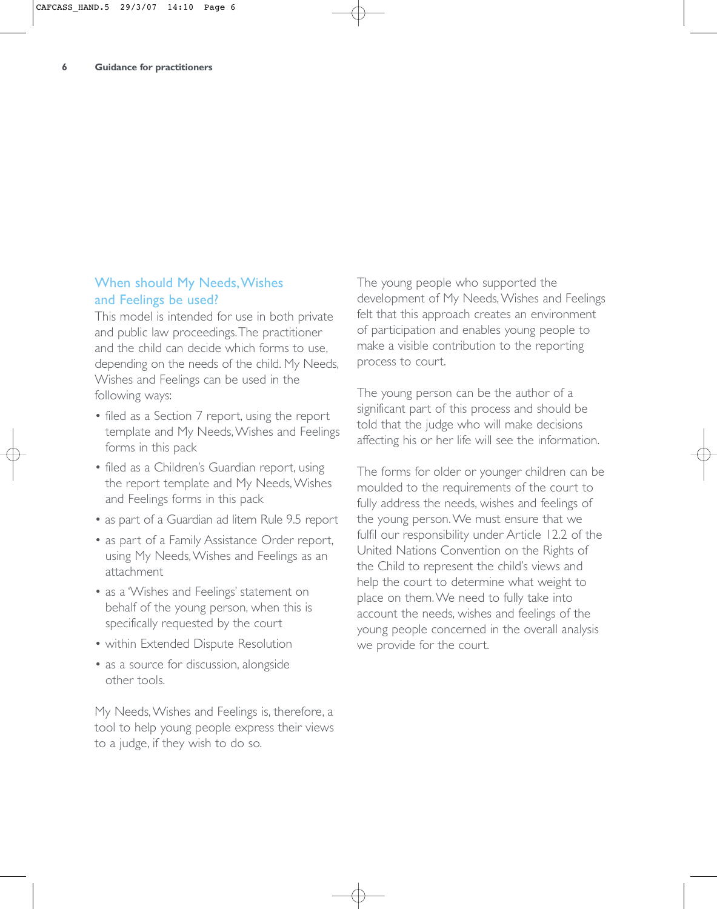## When should My Needs, Wishes and Feelings be used?

This model is intended for use in both private and public law proceedings. The practitioner and the child can decide which forms to use, depending on the needs of the child. My Needs, Wishes and Feelings can be used in the following ways:

- filed as a Section 7 report, using the report template and My Needs, Wishes and Feelings forms in this pack
- filed as a Children's Guardian report, using the report template and My Needs, Wishes and Feelings forms in this pack
- as part of a Guardian ad litem Rule 9.5 report
- as part of a Family Assistance Order report, using My Needs, Wishes and Feelings as an attachment
- as a 'Wishes and Feelings' statement on behalf of the young person, when this is specifically requested by the court
- within Extended Dispute Resolution
- as a source for discussion, alongside other tools.

My Needs, Wishes and Feelings is, therefore, a tool to help young people express their views to a judge, if they wish to do so.

The young people who supported the development of My Needs, Wishes and Feelings felt that this approach creates an environment of participation and enables young people to make a visible contribution to the reporting process to court.

The young person can be the author of a significant part of this process and should be told that the judge who will make decisions affecting his or her life will see the information.

The forms for older or younger children can be moulded to the requirements of the court to fully address the needs, wishes and feelings of the young person. We must ensure that we fulfil our responsibility under Article 12.2 of the United Nations Convention on the Rights of the Child to represent the child's views and help the court to determine what weight to place on them. We need to fully take into account the needs, wishes and feelings of the young people concerned in the overall analysis we provide for the court.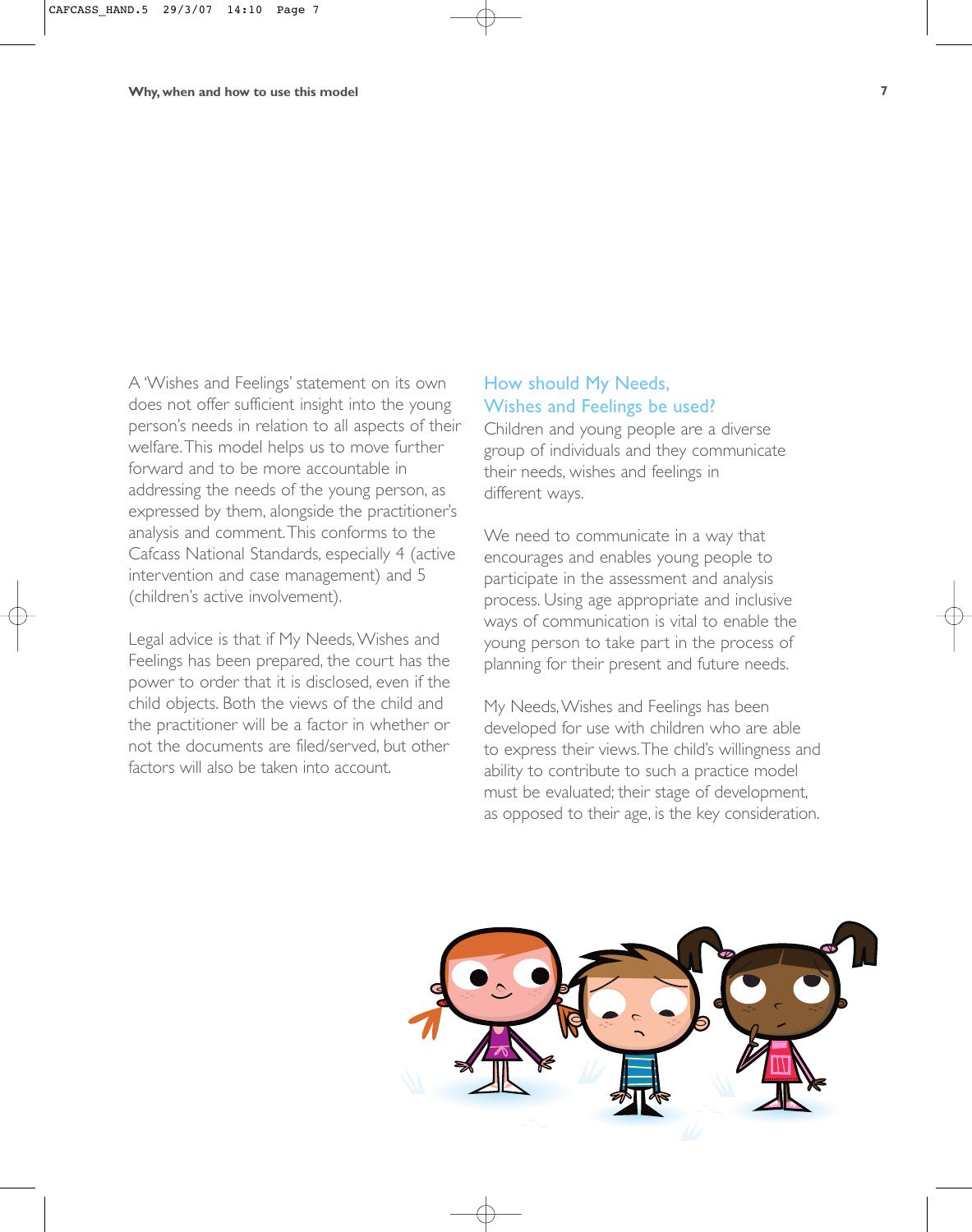A 'Wishes and Feelings' statement on its own does not offer sufficient insight into the young person's needs in relation to all aspects of their welfare. This model helps us to move further forward and to be more accountable in addressing the needs of the young person, as expressed by them, alongside the practitioner's analysis and comment. This conforms to the Cafcass National Standards, especially 4 (active intervention and case management) and 5 (children's active involvement).

Legal advice is that if My Needs, Wishes and Feelings has been prepared, the court has the power to order that it is disclosed, even if the child objects. Both the views of the child and the practitioner will be a factor in whether or not the documents are filed/served, but other factors will also be taken into account.

## How should My Needs, Wishes and Feelings be used?

Children and young people are a diverse group of individuals and they communicate their needs, wishes and feelings in different ways.

We need to communicate in a way that encourages and enables young people to participate in the assessment and analysis process. Using age appropriate and inclusive ways of communication is vital to enable the young person to take part in the process of planning for their present and future needs.

My Needs, Wishes and Feelings has been developed for use with children who are able to express their views. The child's willingness and ability to contribute to such a practice model must be evaluated; their stage of development, as opposed to their age, is the key consideration.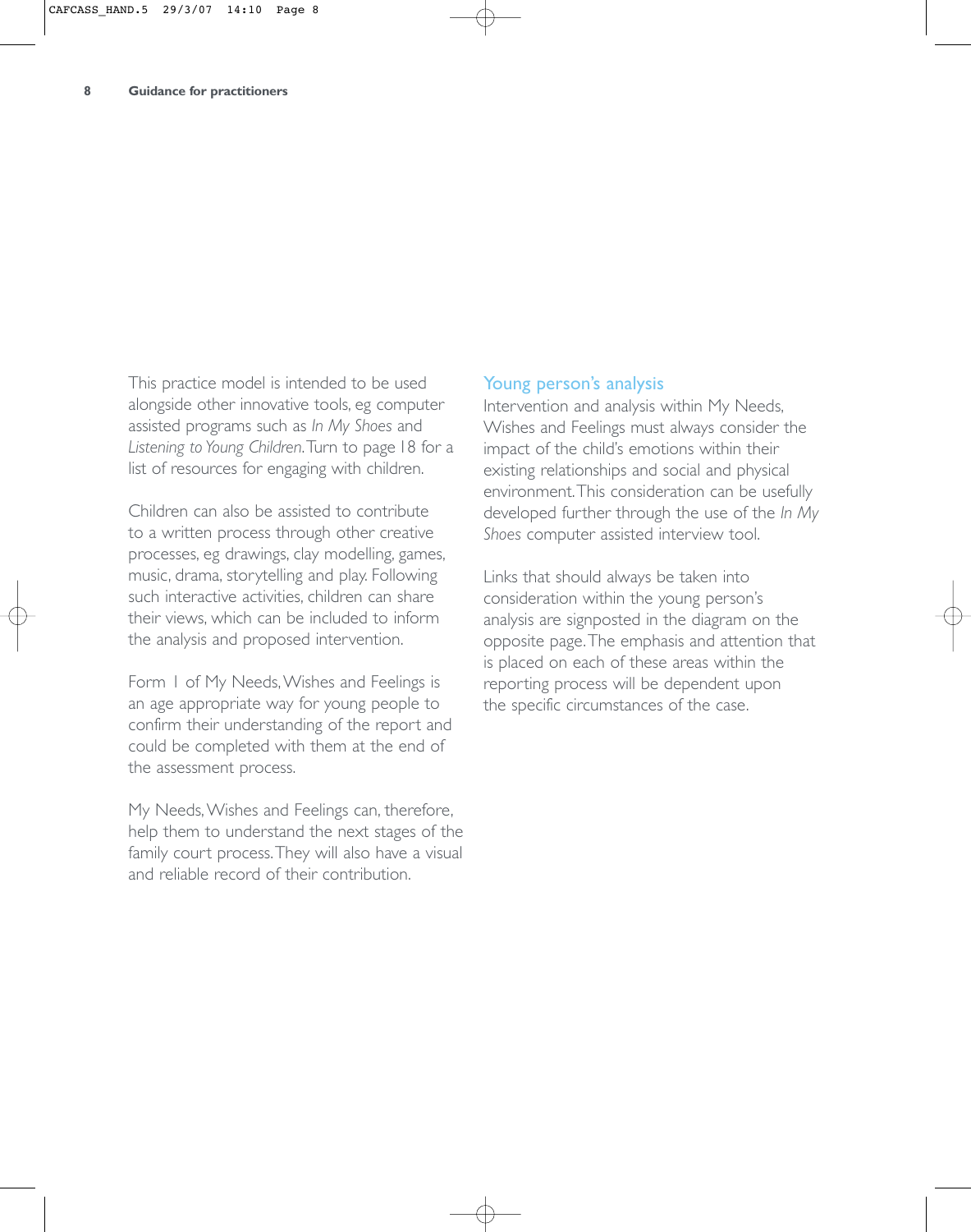This practice model is intended to be used alongside other innovative tools, eg computer assisted programs such as *In My Shoes* and *Listening to Young Children*. Turn to page 18 for a list of resources for engaging with children.

Children can also be assisted to contribute to a written process through other creative processes, eg drawings, clay modelling, games, music, drama, storytelling and play. Following such interactive activities, children can share their views, which can be included to inform the analysis and proposed intervention.

Form 1 of My Needs, Wishes and Feelings is an age appropriate way for young people to confirm their understanding of the report and could be completed with them at the end of the assessment process.

My Needs, Wishes and Feelings can, therefore, help them to understand the next stages of the family court process. They will also have a visual and reliable record of their contribution.

## Young person's analysis

Intervention and analysis within My Needs, Wishes and Feelings must always consider the impact of the child's emotions within their existing relationships and social and physical environment. This consideration can be usefully developed further through the use of the *In My Shoes* computer assisted interview tool.

Links that should always be taken into consideration within the young person's analysis are signposted in the diagram on the opposite page. The emphasis and attention that is placed on each of these areas within the reporting process will be dependent upon the specific circumstances of the case.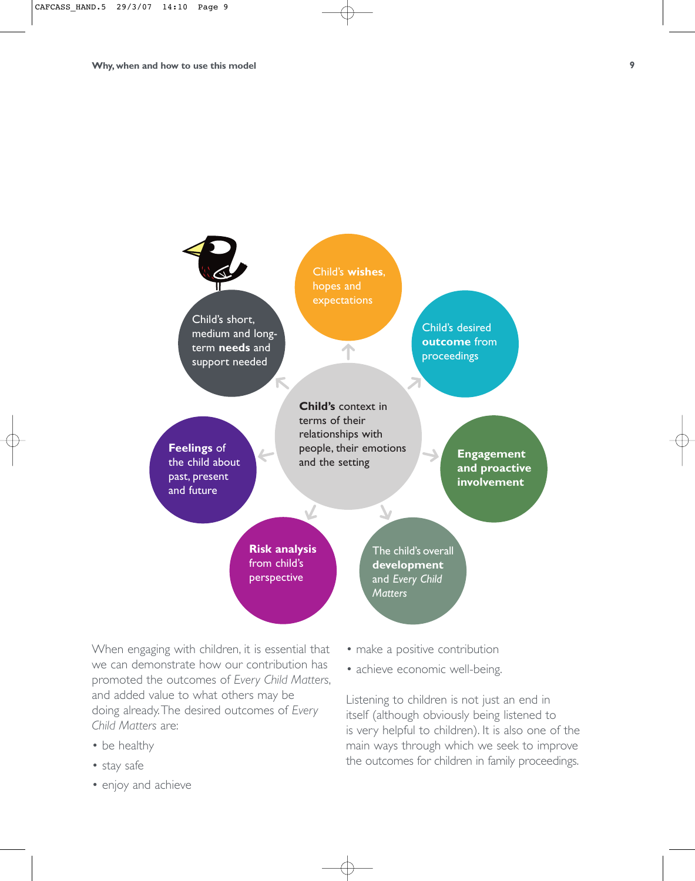**Child's** context in terms of their relationships with people, their emotions and the setting

Child's **wishes**, hopes and expectations

Child's desired **outcome** from proceedings

**Engagement and proactive involvement**

The child's overall **development** and *Every Child Matters*

**Risk analysis** from child's perspective

**Feelings** of the child about past, present and future

Child's short, medium and long-term **needs** and support needed

When engaging with children, it is essential that we can demonstrate how our contribution has promoted the outcomes of *Every Child Matters*, and added value to what others may be doing already. The desired outcomes of *Every Child Matters* are:

- be healthy
- stay safe
- enjoy and achieve
- make a positive contribution
- achieve economic well-being.

Listening to children is not just an end in itself (although obviously being listened to is very helpful to children). It is also one of the main ways through which we seek to improve the outcomes for children in family proceedings.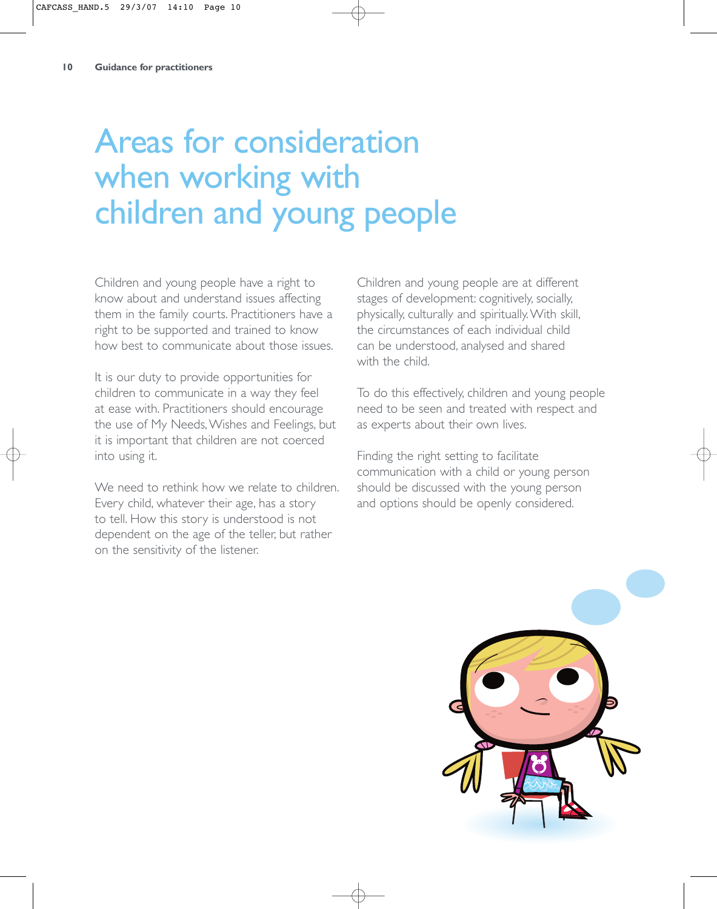# Areas for consideration when working with children and young people

Children and young people have a right to know about and understand issues affecting them in the family courts. Practitioners have a right to be supported and trained to know how best to communicate about those issues.

It is our duty to provide opportunities for children to communicate in a way they feel at ease with. Practitioners should encourage the use of My Needs, Wishes and Feelings, but it is important that children are not coerced into using it.

We need to rethink how we relate to children. Every child, whatever their age, has a story to tell. How this story is understood is not dependent on the age of the teller, but rather on the sensitivity of the listener.

Children and young people are at different stages of development: cognitively, socially, physically, culturally and spiritually. With skill, the circumstances of each individual child can be understood, analysed and shared with the child.

To do this effectively, children and young people need to be seen and treated with respect and as experts about their own lives.

Finding the right setting to facilitate communication with a child or young person should be discussed with the young person and options should be openly considered.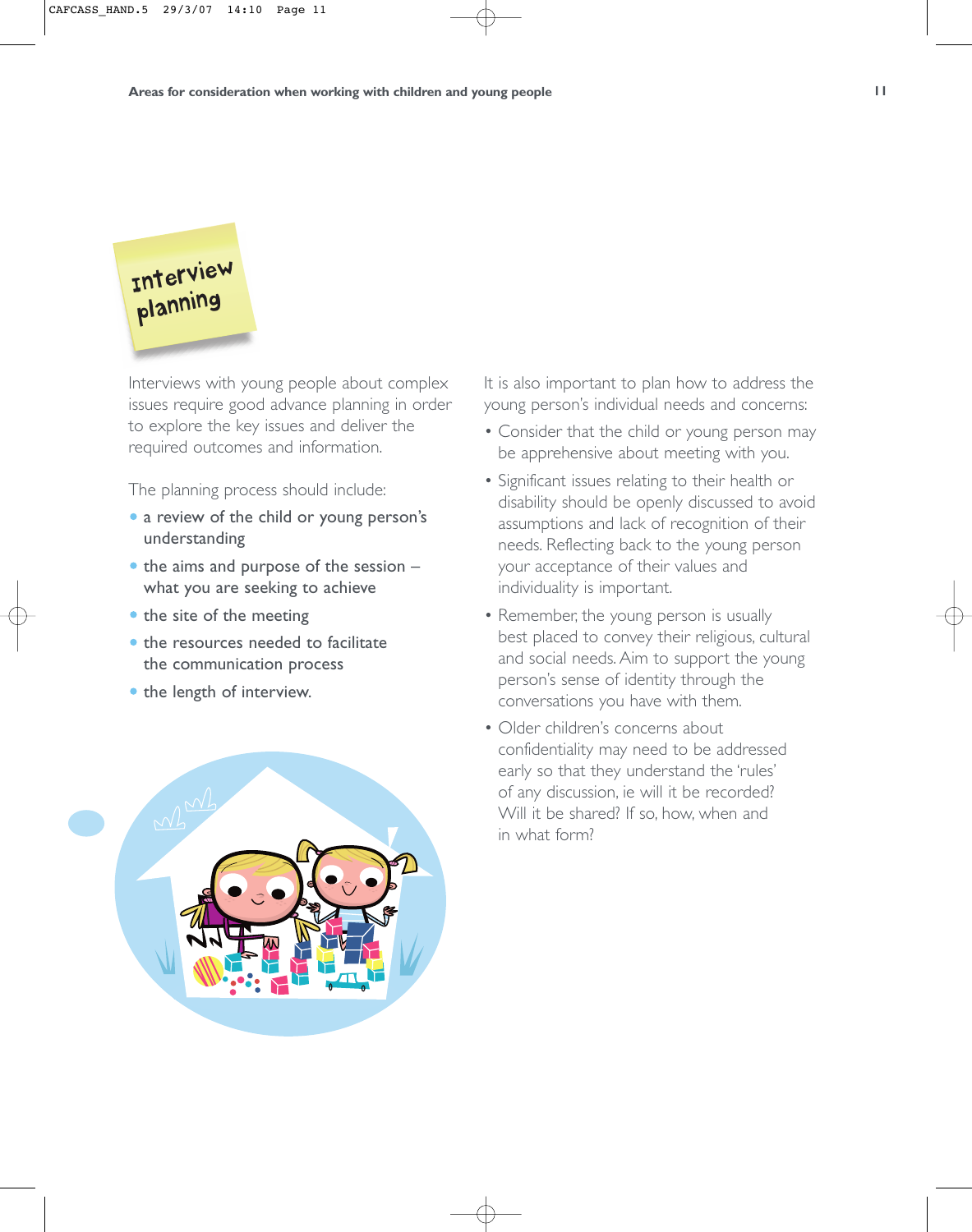## Interview planning

Interviews with young people about complex issues require good advance planning in order to explore the key issues and deliver the required outcomes and information.

The planning process should include:

- a review of the child or young person's understanding
- the aims and purpose of the session – what you are seeking to achieve
- the site of the meeting
- the resources needed to facilitate the communication process
- the length of interview.

It is also important to plan how to address the young person's individual needs and concerns:

- Consider that the child or young person may be apprehensive about meeting with you.
- Significant issues relating to their health or disability should be openly discussed to avoid assumptions and lack of recognition of their needs. Reflecting back to the young person your acceptance of their values and individuality is important.
- Remember, the young person is usually best placed to convey their religious, cultural and social needs. Aim to support the young person's sense of identity through the conversations you have with them.
- Older children's concerns about confidentiality may need to be addressed early so that they understand the 'rules' of any discussion, ie will it be recorded? Will it be shared? If so, how, when and in what form?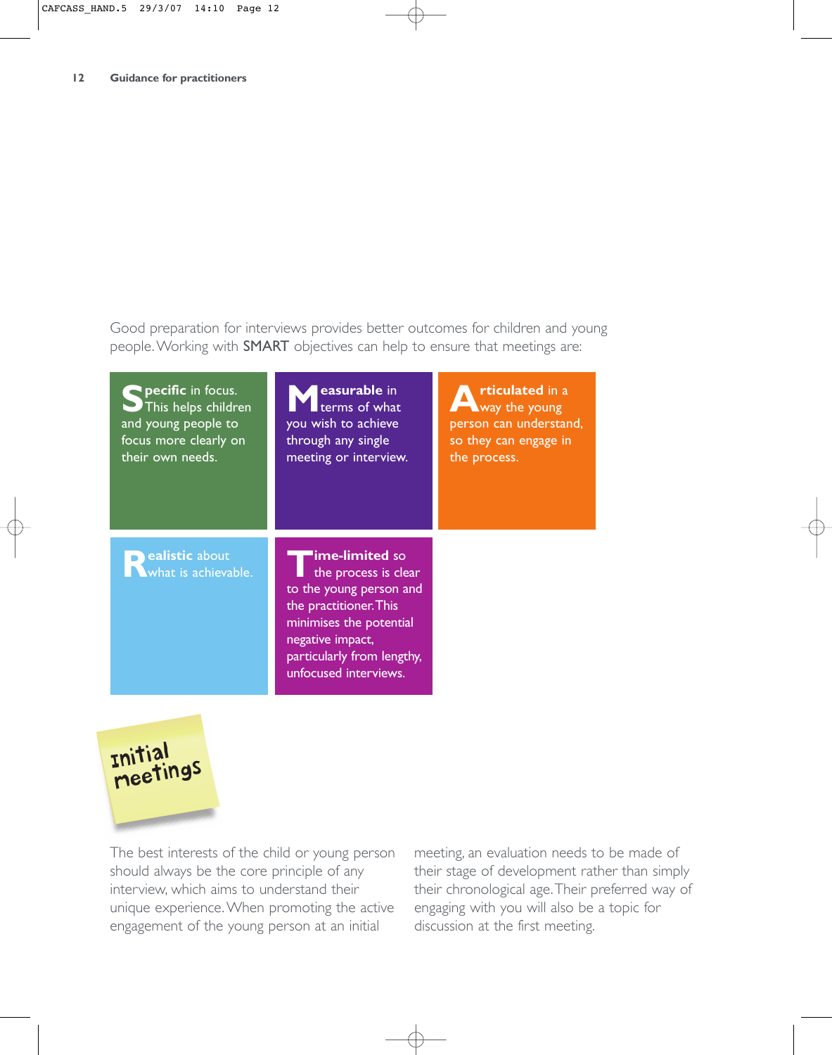Good preparation for interviews provides better outcomes for children and young people. Working with SMART objectives can help to ensure that meetings are:

- **Specific** in focus. This helps children and young people to focus more clearly on their own needs.
- **Measurable** in terms of what you wish to achieve through any single meeting or interview.
- **Articulated** in a way the young person can understand, so they can engage in the process.
- **Realistic** about what is achievable.
- **Time-limited** so the process is clear to the young person and the practitioner. This minimises the potential negative impact, particularly from lengthy, unfocused interviews.

## Initial meetings

The best interests of the child or young person should always be the core principle of any interview, which aims to understand their unique experience. When promoting the active engagement of the young person at an initial meeting, an evaluation needs to be made of their stage of development rather than simply their chronological age. Their preferred way of engaging with you will also be a topic for discussion at the first meeting.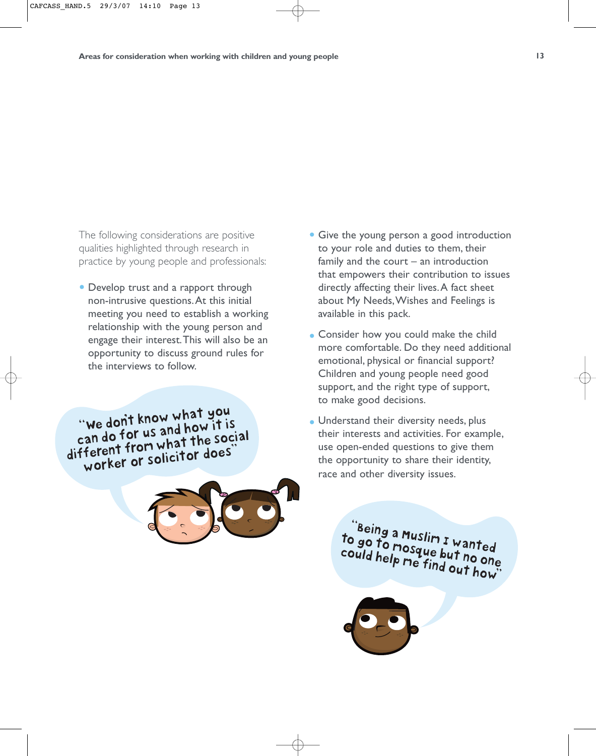The following considerations are positive qualities highlighted through research in practice by young people and professionals:

- Develop trust and a rapport through non-intrusive questions. At this initial meeting you need to establish a working relationship with the young person and engage their interest. This will also be an opportunity to discuss ground rules for the interviews to follow.

"We don't know what you can do for us and how it is different from what the social worker or solicitor does"

- Give the young person a good introduction to your role and duties to them, their family and the court – an introduction that empowers their contribution to issues directly affecting their lives. A fact sheet about My Needs, Wishes and Feelings is available in this pack.
- Consider how you could make the child more comfortable. Do they need additional emotional, physical or financial support? Children and young people need good support, and the right type of support, to make good decisions.
- Understand their diversity needs, plus their interests and activities. For example, use open-ended questions to give them the opportunity to share their identity, race and other diversity issues.

"Being a Muslim I wanted to go to mosque but no one could help me find out how"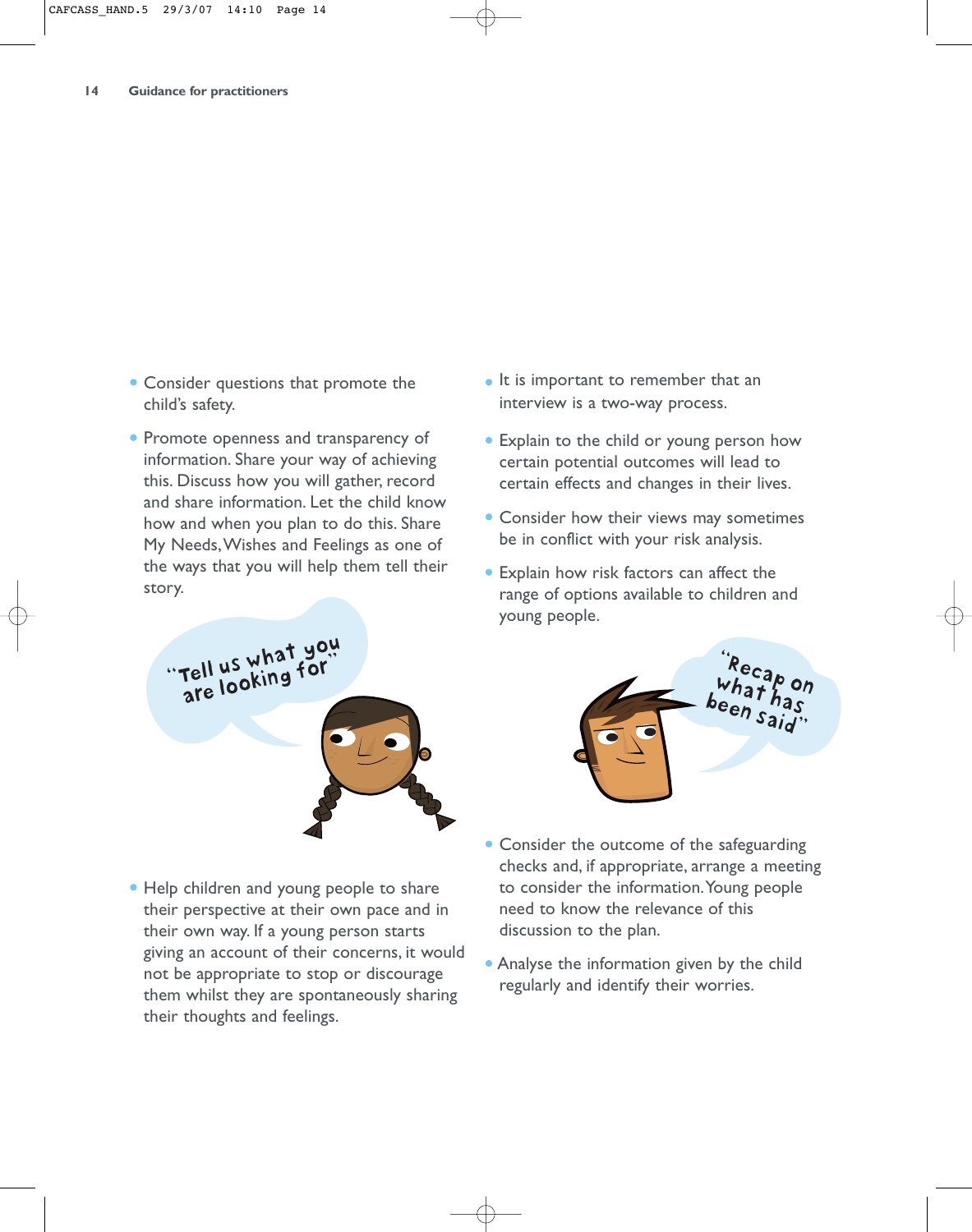- Consider questions that promote the child's safety.
- Promote openness and transparency of information. Share your way of achieving this. Discuss how you will gather, record and share information. Let the child know how and when you plan to do this. Share My Needs, Wishes and Feelings as one of the ways that you will help them tell their story.

"Tell us what you are looking for"

- Help children and young people to share their perspective at their own pace and in their own way. If a young person starts giving an account of their concerns, it would not be appropriate to stop or discourage them whilst they are spontaneously sharing their thoughts and feelings.
- It is important to remember that an interview is a two-way process.
- Explain to the child or young person how certain potential outcomes will lead to certain effects and changes in their lives.
- Consider how their views may sometimes be in conflict with your risk analysis.
- Explain how risk factors can affect the range of options available to children and young people.

"Recap on what has been said"

- Consider the outcome of the safeguarding checks and, if appropriate, arrange a meeting to consider the information. Young people need to know the relevance of this discussion to the plan.
- Analyse the information given by the child regularly and identify their worries.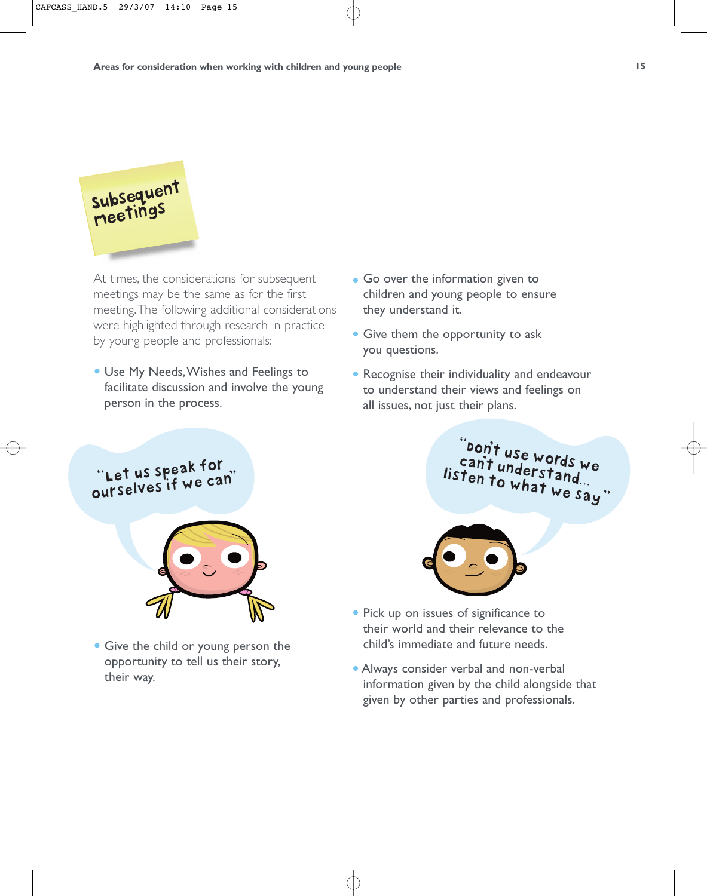## Subsequent meetings

At times, the considerations for subsequent meetings may be the same as for the first meeting. The following additional considerations were highlighted through research in practice by young people and professionals:

- Use My Needs, Wishes and Feelings to facilitate discussion and involve the young person in the process.

"Let us speak for ourselves if we can"

- Give the child or young person the opportunity to tell us their story, their way.
- Go over the information given to children and young people to ensure they understand it.
- Give them the opportunity to ask you questions.
- Recognise their individuality and endeavour to understand their views and feelings on all issues, not just their plans.

"Don't use words we can't understand... listen to what we say"

- Pick up on issues of significance to their world and their relevance to the child's immediate and future needs.
- Always consider verbal and non-verbal information given by the child alongside that given by other parties and professionals.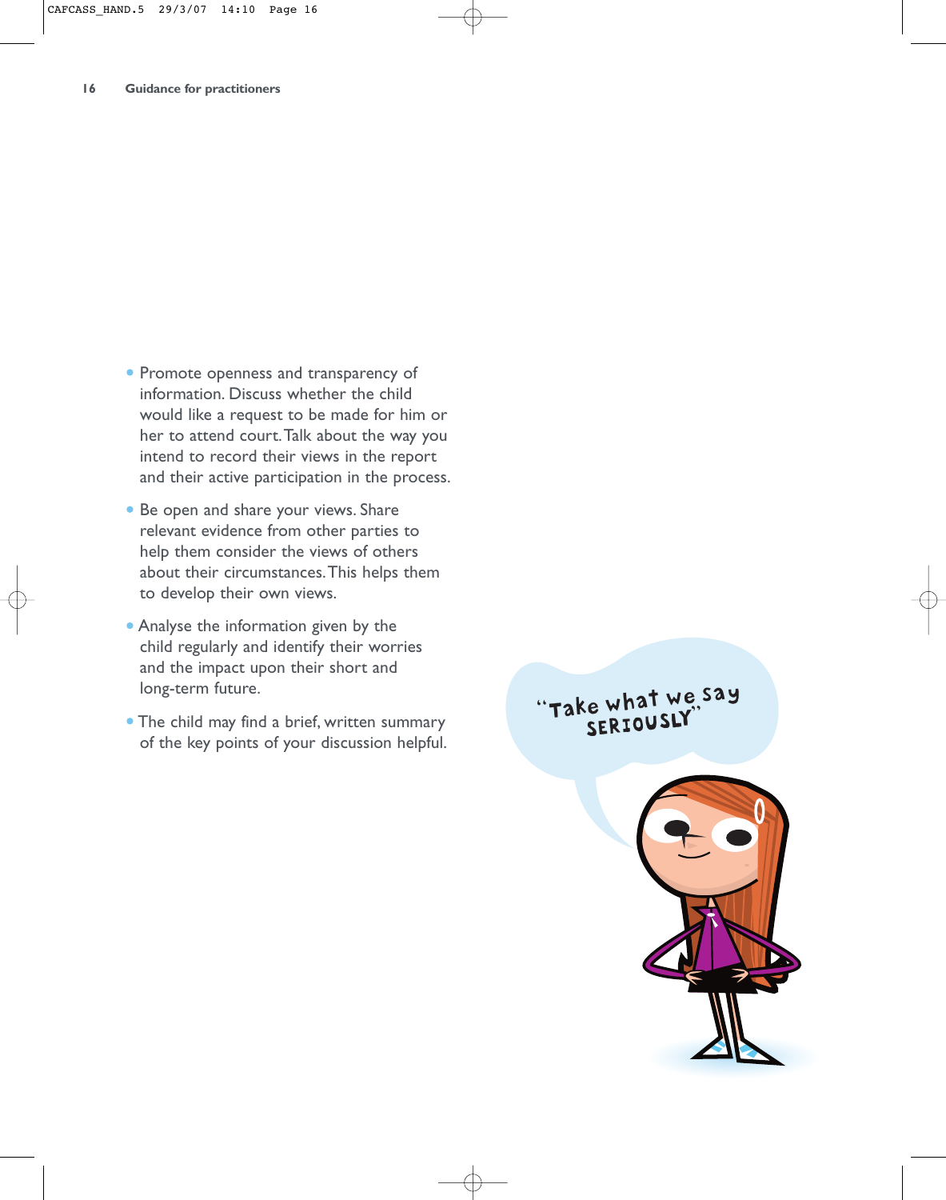- Promote openness and transparency of information. Discuss whether the child would like a request to be made for him or her to attend court. Talk about the way you intend to record their views in the report and their active participation in the process.
- Be open and share your views. Share relevant evidence from other parties to help them consider the views of others about their circumstances. This helps them to develop their own views.
- Analyse the information given by the child regularly and identify their worries and the impact upon their short and long-term future.
- The child may find a brief, written summary of the key points of your discussion helpful.

"Take what we say SERIOUSLY"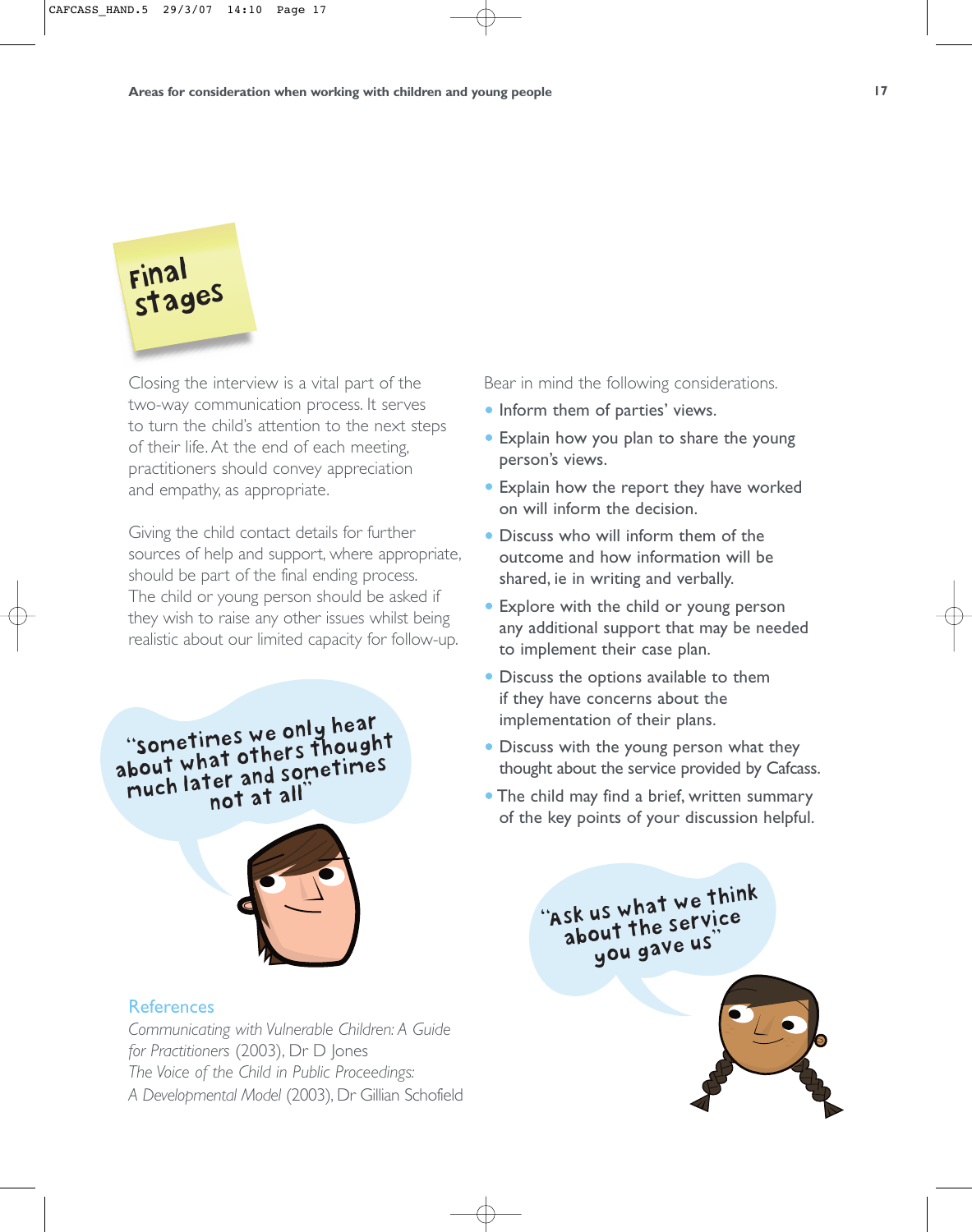## Final stages

Closing the interview is a vital part of the two-way communication process. It serves to turn the child's attention to the next steps of their life. At the end of each meeting, practitioners should convey appreciation and empathy, as appropriate.

Giving the child contact details for further sources of help and support, where appropriate, should be part of the final ending process. The child or young person should be asked if they wish to raise any other issues whilst being realistic about our limited capacity for follow-up.

"sometimes we only hear about what others thought much later and sometimes not at all"

### References

*Communicating with Vulnerable Children: A Guide for Practitioners* (2003), Dr D Jones

*The Voice of the Child in Public Proceedings: A Developmental Model* (2003), Dr Gillian Schofield

Bear in mind the following considerations.

- Inform them of parties' views.
- Explain how you plan to share the young person's views.
- Explain how the report they have worked on will inform the decision.
- Discuss who will inform them of the outcome and how information will be shared, ie in writing and verbally.
- Explore with the child or young person any additional support that may be needed to implement their case plan.
- Discuss the options available to them if they have concerns about the implementation of their plans.
- Discuss with the young person what they thought about the service provided by Cafcass.
- The child may find a brief, written summary of the key points of your discussion helpful.

"Ask us what we think about the service you gave us"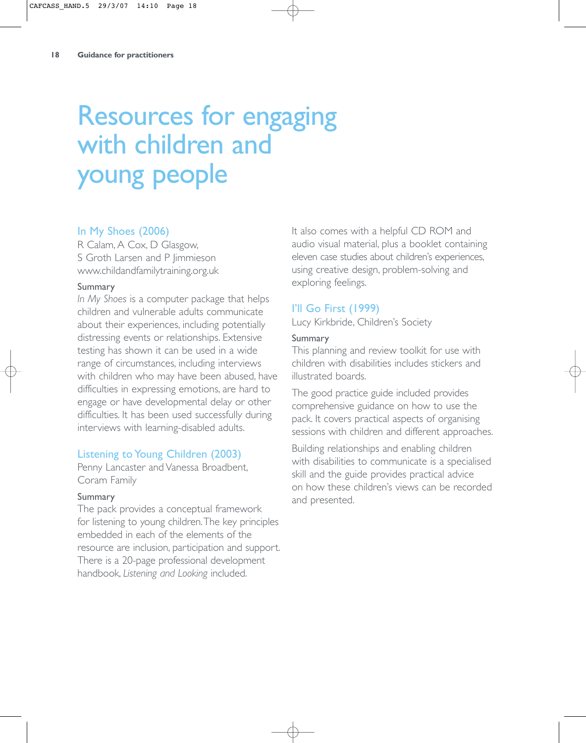# Resources for engaging with children and young people

## In My Shoes (2006)

R Calam, A Cox, D Glasgow, S Groth Larsen and P Jimmieson
www.childandfamilytraining.org.uk

Summary

*In My Shoes* is a computer package that helps children and vulnerable adults communicate about their experiences, including potentially distressing events or relationships. Extensive testing has shown it can be used in a wide range of circumstances, including interviews with children who may have abused, have difficulties in expressing emotions, are hard to engage or have developmental delay or other difficulties. It has been used successfully during interviews with learning-disabled adults.

## Listening to Young Children (2003)

Penny Lancaster and Vanessa Broadbent, Coram Family

Summary

The pack provides a conceptual framework for listening to young children. The key principles embedded in each of the elements of the resource are inclusion, participation and support. There is a 20-page professional development handbook, *Listening and Looking* included.

It also comes with a helpful CD ROM and audio visual material, plus a booklet containing eleven case studies about children's experiences, using creative design, problem-solving and exploring feelings.

## I'll Go First (1999)

Lucy Kirkbride, Children's Society

Summary

This planning and review toolkit for use with children with disabilities includes stickers and illustrated boards.

The good practice guide included provides comprehensive guidance on how to use the pack. It covers practical aspects of organising sessions with children and different approaches.

Building relationships and enabling children with disabilities to communicate is a specialised skill and the guide provides practical advice on how these children's views can be recorded and presented.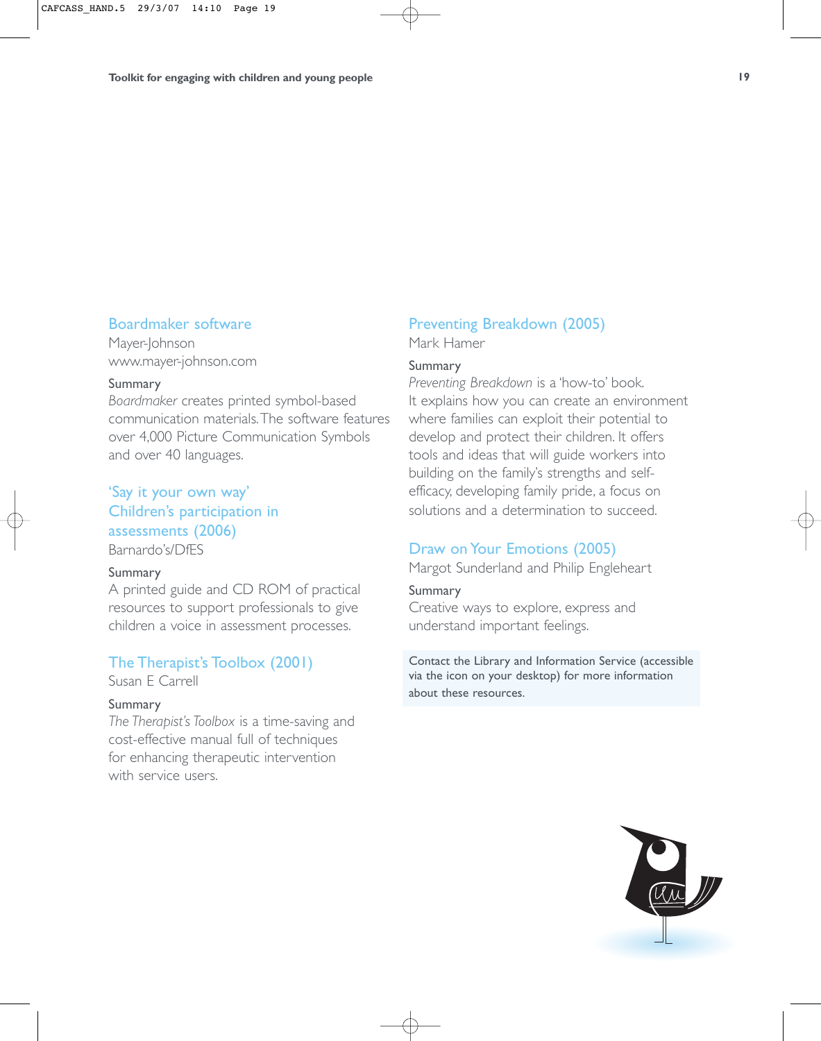## Boardmaker software

Mayer-Johnson
www.mayer-johnson.com

Summary

*Boardmaker* creates printed symbol-based communication materials. The software features over 4,000 Picture Communication Symbols and over 40 languages.

## 'Say it your own way' Children's participation in assessments (2006)

Barnardo's/DfES

Summary

A printed guide and CD ROM of practical resources to support professionals to give children a voice in assessment processes.

## The Therapist's Toolbox (2001)

Susan E Carrell

Summary

*The Therapist's Toolbox* is a time-saving and cost-effective manual full of techniques for enhancing therapeutic intervention with service users.

## Preventing Breakdown (2005)

Mark Hamer

Summary

*Preventing Breakdown* is a 'how-to' book. It explains how you can create an environment where families can exploit their potential to develop and protect their children. It offers tools and ideas that will guide workers into building on the family's strengths and self-efficacy, developing family pride, a focus on solutions and a determination to succeed.

## Draw on Your Emotions (2005)

Margot Sunderland and Philip Engleheart

Summary

Creative ways to explore, express and understand important feelings.

Contact the Library and Information Service (accessible via the icon on your desktop) for more information about these resources.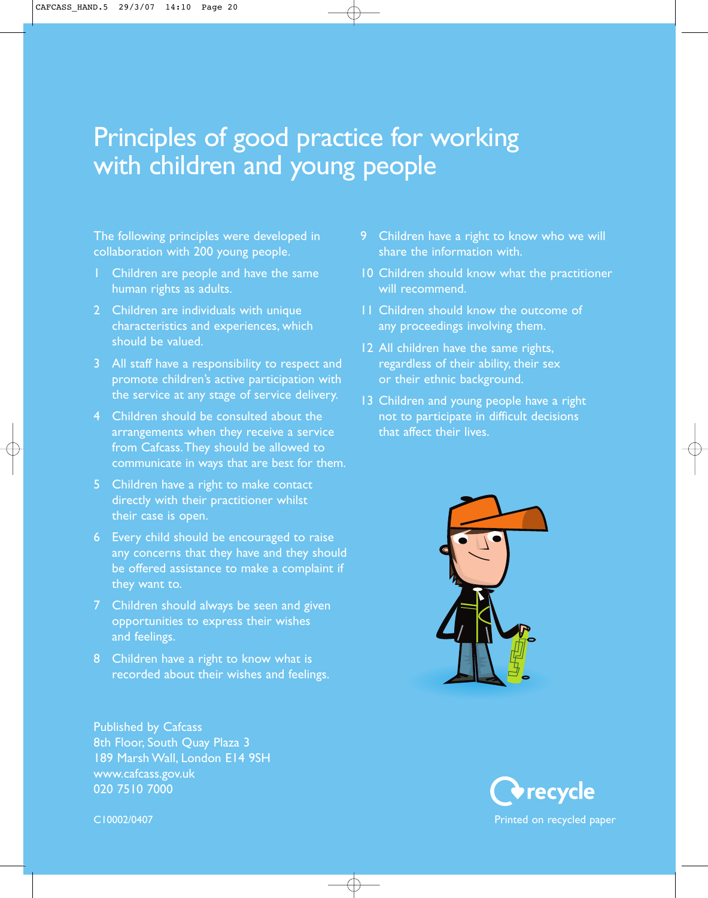# Principles of good practice for working with children and young people

The following principles were developed in collaboration with 200 young people.

1. Children are people and have the same human rights as adults.
2. Children are individuals with unique characteristics and experiences, which should be valued.
3. All staff have a responsibility to respect and promote children's active participation with the service at any stage of service delivery.
4. Children should be consulted about the arrangements when they receive a service from Cafcass. They should be allowed to communicate in ways that are best for them.
5. Children have a right to make contact directly with their practitioner whilst their case is open.
6. Every child should be encouraged to raise any concerns that they have and they should be offered assistance to make a complaint if they want to.
7. Children should always be seen and given opportunities to express their wishes and feelings.
8. Children have a right to know what is recorded about their wishes and feelings.
9. Children have a right to know who we will share the information with.
10. Children should know what the practitioner will recommend.
11. Children should know the outcome of any proceedings involving them.
12. All children have the same rights, regardless of their ability, their sex or their ethnic background.
13. Children and young people have a right not to participate in difficult decisions that affect their lives.

Published by Cafcass
8th Floor, South Quay Plaza 3
189 Marsh Wall, London E14 9SH
www.cafcass.gov.uk
020 7510 7000

C10002/0407

recycle
Printed on recycled paper